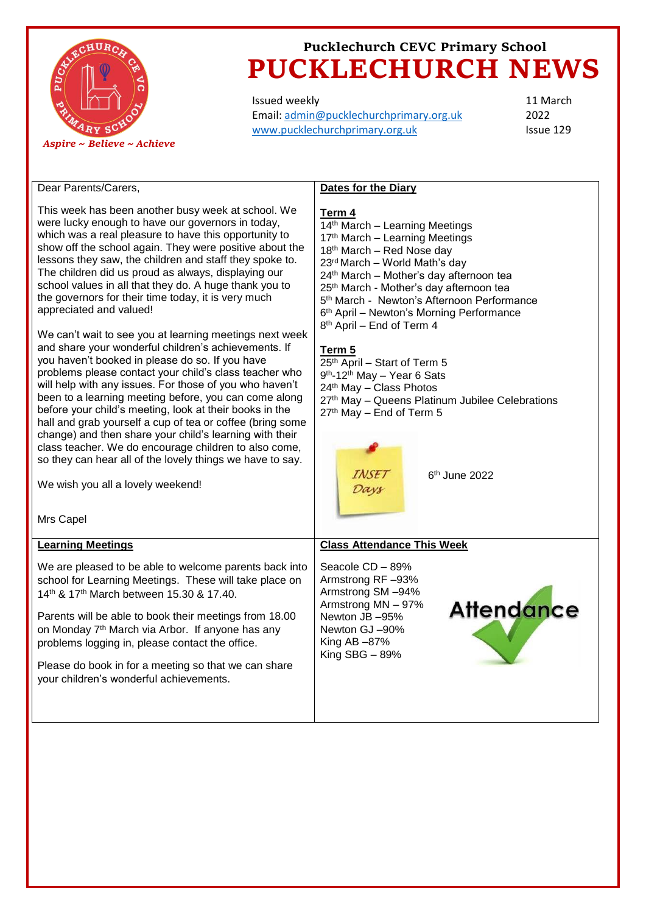Pucklechurch CEVC Primary School

# PUCKLECHURCH NEWS

*Aspire ~ Believe ~ Achieve*

Issued weekly
Email: admin@pucklechurchprimary.org.uk
www.pucklechurchprimary.org.uk

11 March 2022
Issue 129

Dear Parents/Carers,

This week has been another busy week at school. We were lucky enough to have our governors in today, which was a real pleasure to have this opportunity to show off the school again. They were positive about the lessons they saw, the children and staff they spoke to. The children did us proud as always, displaying our school values in all that they do. A huge thank you to the governors for their time today, it is very much appreciated and valued!

We can't wait to see you at learning meetings next week and share your wonderful children's achievements. If you haven't booked in please do so. If you have problems please contact your child's class teacher who will help with any issues. For those of you who haven't been to a learning meeting before, you can come along before your child's meeting, look at their books in the hall and grab yourself a cup of tea or coffee (bring some change) and then share your child's learning with their class teacher. We do encourage children to also come, so they can hear all of the lovely things we have to say.

We wish you all a lovely weekend!

Mrs Capel

## Dates for the Diary

**Term 4**

14th March – Learning Meetings
17th March – Learning Meetings
18th March – Red Nose day
23rd March – World Math's day
24th March – Mother's day afternoon tea
25th March - Mother's day afternoon tea
5th March - Newton's Afternoon Performance
6th April – Newton's Morning Performance
8th April – End of Term 4

**Term 5**

25th April – Start of Term 5
9th-12th May – Year 6 Sats
24th May – Class Photos
27th May – Queens Platinum Jubilee Celebrations
27th May – End of Term 5

INSET Days

6th June 2022

## Learning Meetings

We are pleased to be able to welcome parents back into school for Learning Meetings. These will take place on 14th & 17th March between 15.30 & 17.40.

Parents will be able to book their meetings from 18.00 on Monday 7th March via Arbor. If anyone has any problems logging in, please contact the office.

Please do book in for a meeting so that we can share your children's wonderful achievements.

## Class Attendance This Week

Seacole CD – 89%
Armstrong RF –93%
Armstrong SM –94%
Armstrong MN – 97%
Newton JB –95%
Newton GJ –90%
King AB –87%
King SBG – 89%

Attendance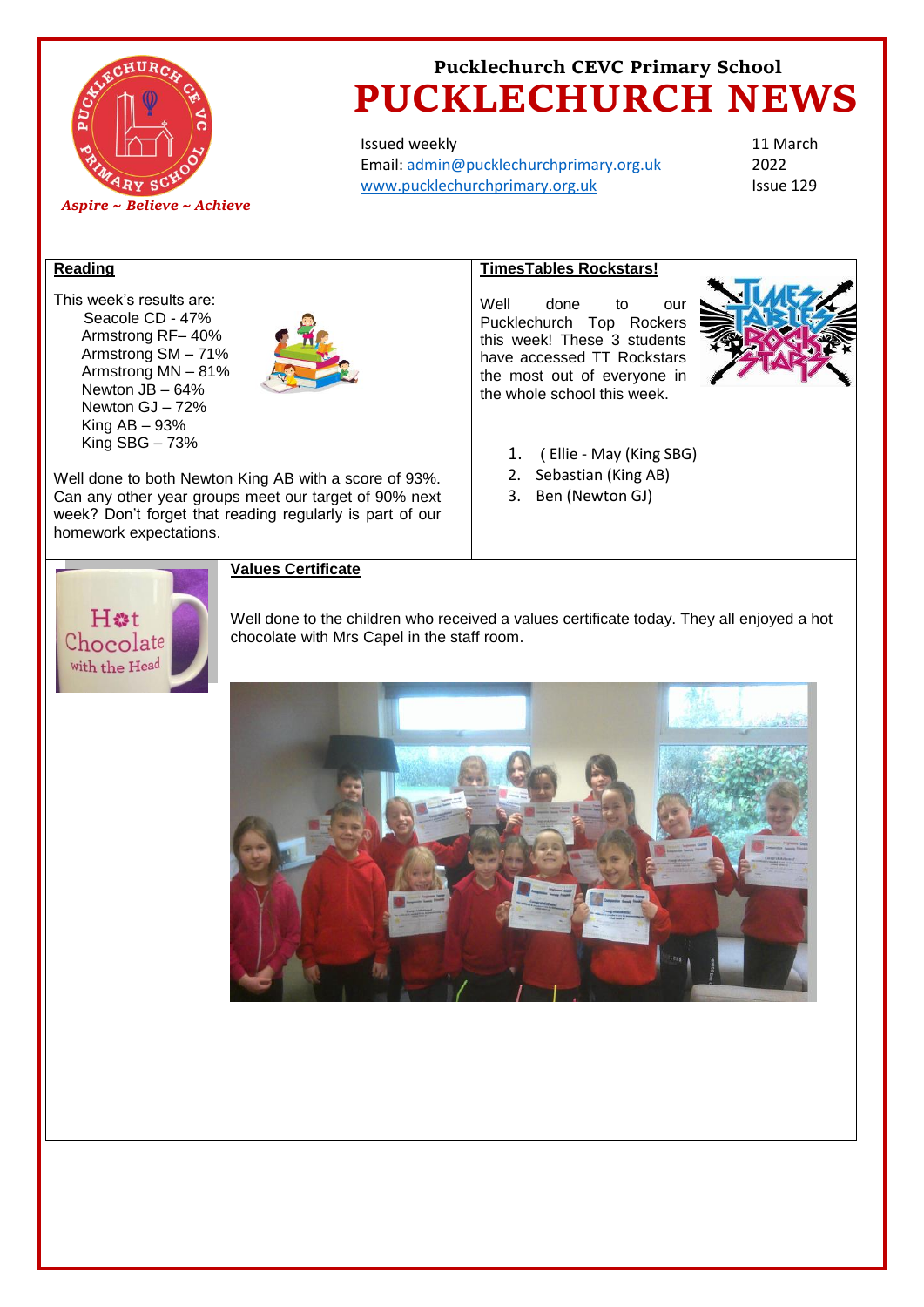Pucklechurch CEVC Primary School

# PUCKLECHURCH NEWS

*Aspire ~ Believe ~ Achieve*

Issued weekly
Email: admin@pucklechurchprimary.org.uk
www.pucklechurchprimary.org.uk

11 March 2022
Issue 129

## Reading

This week's results are:

- Seacole CD - 47%
- Armstrong RF– 40%
- Armstrong SM – 71%
- Armstrong MN – 81%
- Newton JB – 64%
- Newton GJ – 72%
- King AB – 93%
- King SBG – 73%

Well done to both Newton King AB with a score of 93%. Can any other year groups meet our target of 90% next week? Don't forget that reading regularly is part of our homework expectations.

## TimesTables Rockstars!

Well done to our Pucklechurch Top Rockers this week! These 3 students have accessed TT Rockstars the most out of everyone in the whole school this week.

1. ( Ellie - May (King SBG)
2. Sebastian (King AB)
3. Ben (Newton GJ)

## Values Certificate

Well done to the children who received a values certificate today. They all enjoyed a hot chocolate with Mrs Capel in the staff room.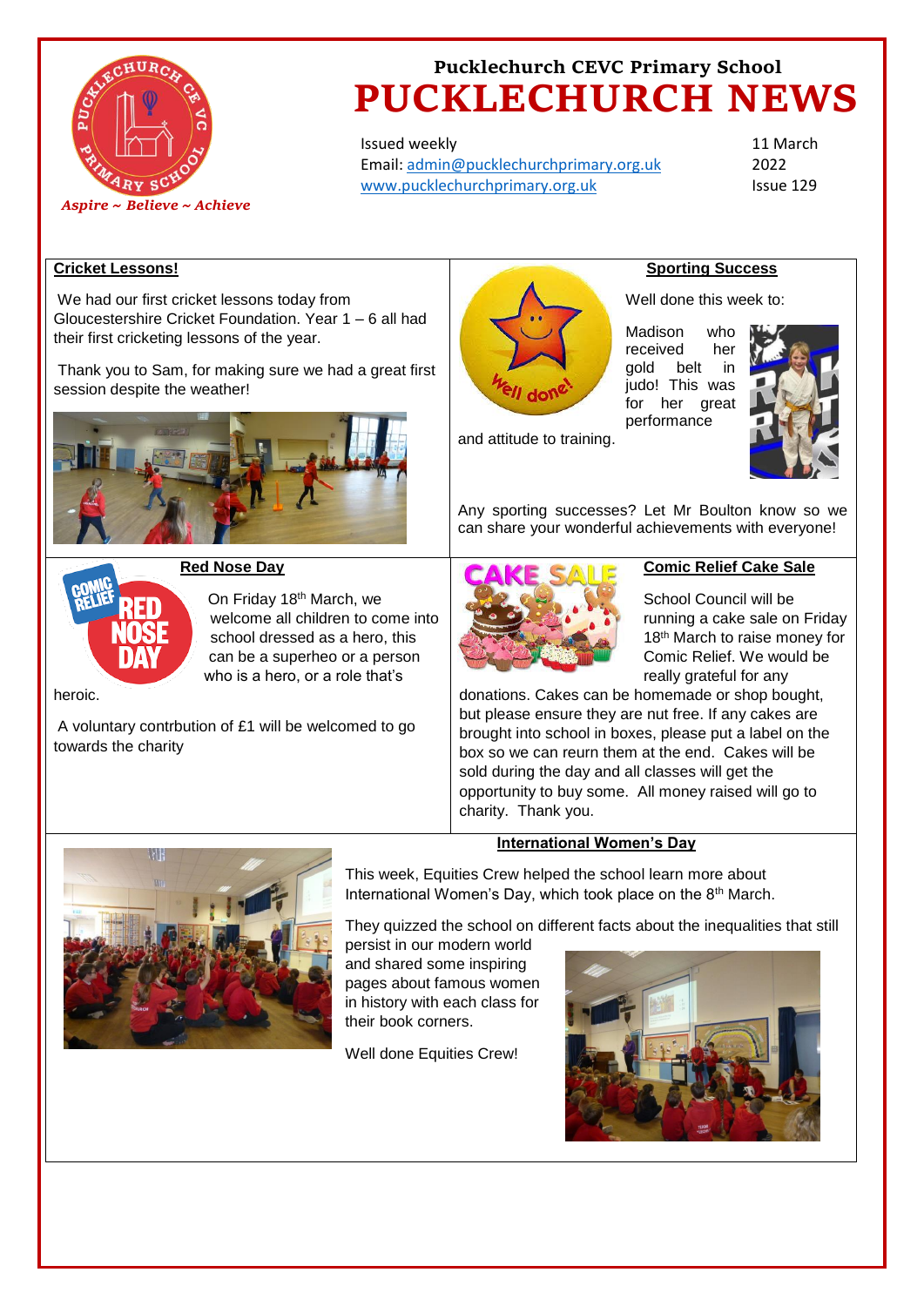# Pucklechurch CEVC Primary School

# PUCKLECHURCH NEWS

*Aspire ~ Believe ~ Achieve*

Issued weekly
Email: admin@pucklechurchprimary.org.uk
www.pucklechurchprimary.org.uk

11 March 2022
Issue 129

## Cricket Lessons!

We had our first cricket lessons today from Gloucestershire Cricket Foundation. Year 1 – 6 all had their first cricketing lessons of the year.

Thank you to Sam, for making sure we had a great first session despite the weather!

## Sporting Success

Well done this week to:

Madison who received her gold belt in judo! This was for her great performance and attitude to training.

Any sporting successes? Let Mr Boulton know so we can share your wonderful achievements with everyone!

## Red Nose Day

On Friday 18th March, we welcome all children to come into school dressed as a hero, this can be a superheo or a person who is a hero, or a role that's heroic.

A voluntary contrbution of £1 will be welcomed to go towards the charity

## Comic Relief Cake Sale

School Council will be running a cake sale on Friday 18th March to raise money for Comic Relief. We would be really grateful for any donations. Cakes can be homemade or shop bought, but please ensure they are nut free. If any cakes are brought into school in boxes, please put a label on the box so we can reurn them at the end. Cakes will be sold during the day and all classes will get the opportunity to buy some. All money raised will go to charity. Thank you.

## International Women's Day

This week, Equities Crew helped the school learn more about International Women's Day, which took place on the 8th March.

They quizzed the school on different facts about the inequalities that still persist in our modern world and shared some inspiring pages about famous women in history with each class for their book corners.

Well done Equities Crew!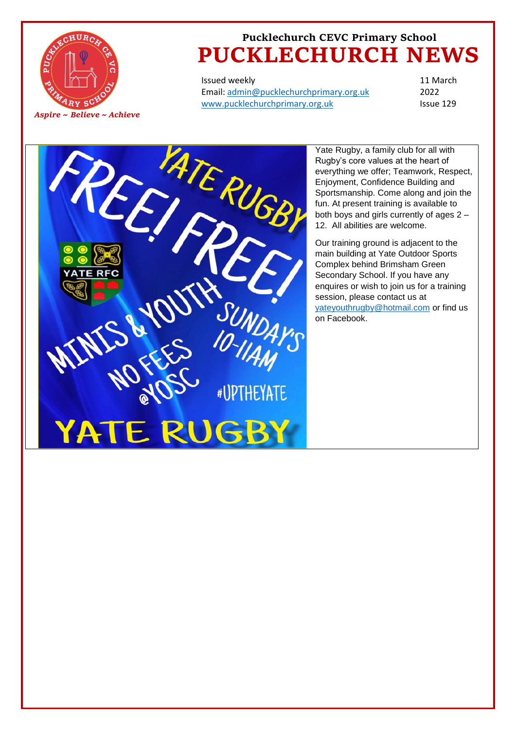**Pucklechurch CEVC Primary School**

# PUCKLECHURCH NEWS

*Aspire ~ Believe ~ Achieve*

Issued weekly
Email: admin@pucklechurchprimary.org.uk
www.pucklechurchprimary.org.uk

11 March 2022
Issue 129

YATE RUGBY
FREE! FREE! FREE!
YATE RFC
MINIS & YOUTH
SUNDAYS 10-11AM
NO FEES
@YOSC
#UPTHEYATE
YATE RUGBY

Yate Rugby, a family club for all with Rugby's core values at the heart of everything we offer; Teamwork, Respect, Enjoyment, Confidence Building and Sportsmanship. Come along and join the fun. At present training is available to both boys and girls currently of ages 2 – 12. All abilities are welcome.

Our training ground is adjacent to the main building at Yate Outdoor Sports Complex behind Brimsham Green Secondary School. If you have any enquires or wish to join us for a training session, please contact us at yateyouthrugby@hotmail.com or find us on Facebook.